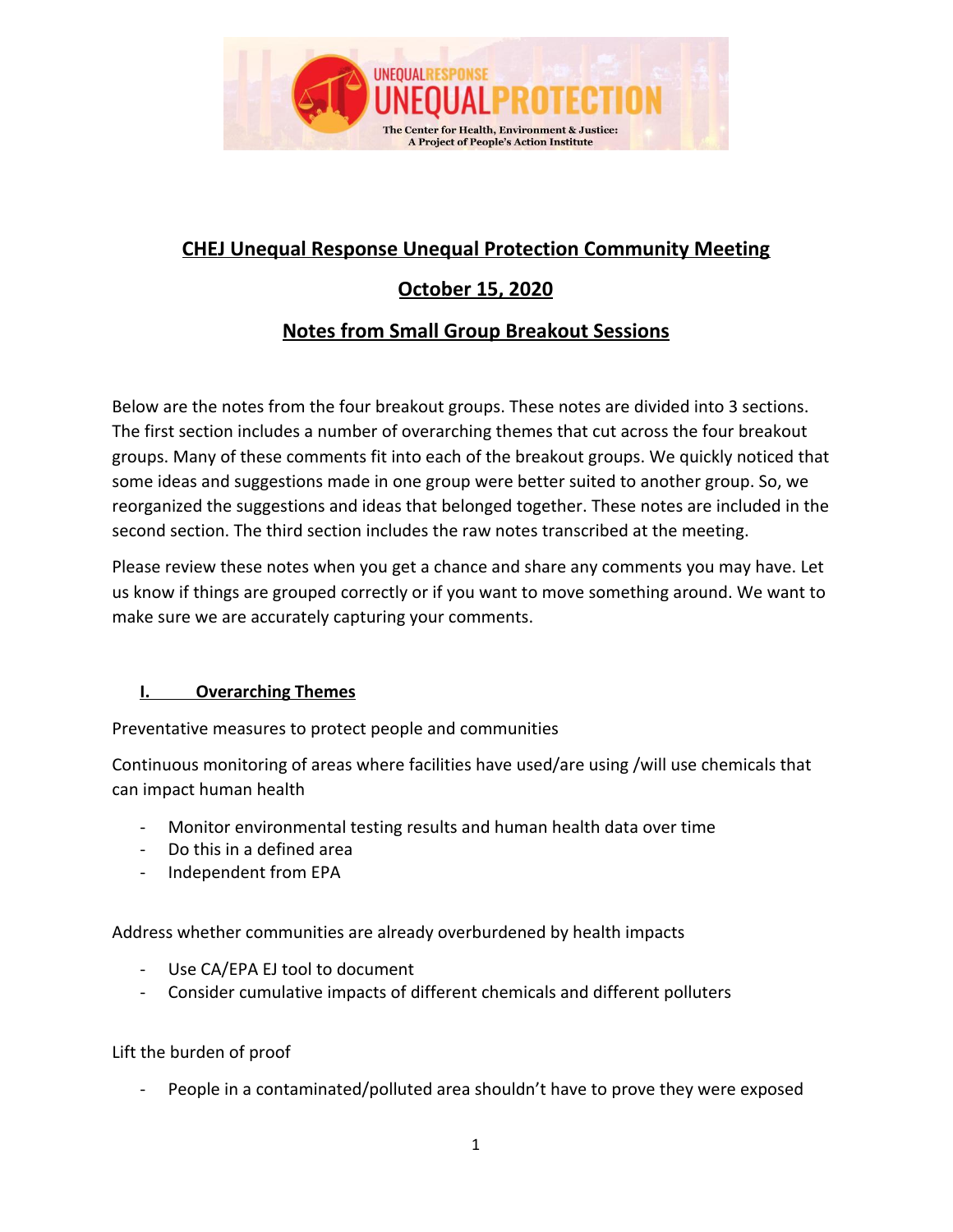# CHEJ Unequal Response Unequal Protection Community Meeting

## October 15, 2020

## Notes from Small Group Breakout Sessions

Below are the notes from the four breakout groups. These notes are divided into 3 sections. The first section includes a number of overarching themes that cut across the four breakout groups. Many of these comments fit into each of the breakout groups. We quickly noticed that some ideas and suggestions made in one group were better suited to another group. So, we reorganized the suggestions and ideas that belonged together. These notes are included in the second section. The third section includes the raw notes transcribed at the meeting.

Please review these notes when you get a chance and share any comments you may have. Let us know if things are grouped correctly or if you want to move something around. We want to make sure we are accurately capturing your comments.

### I. Overarching Themes

Preventative measures to protect people and communities

Continuous monitoring of areas where facilities have used/are using /will use chemicals that can impact human health

- Monitor environmental testing results and human health data over time
- Do this in a defined area
- Independent from EPA

Address whether communities are already overburdened by health impacts

- Use CA/EPA EJ tool to document
- Consider cumulative impacts of different chemicals and different polluters

Lift the burden of proof

- People in a contaminated/polluted area shouldn't have to prove they were exposed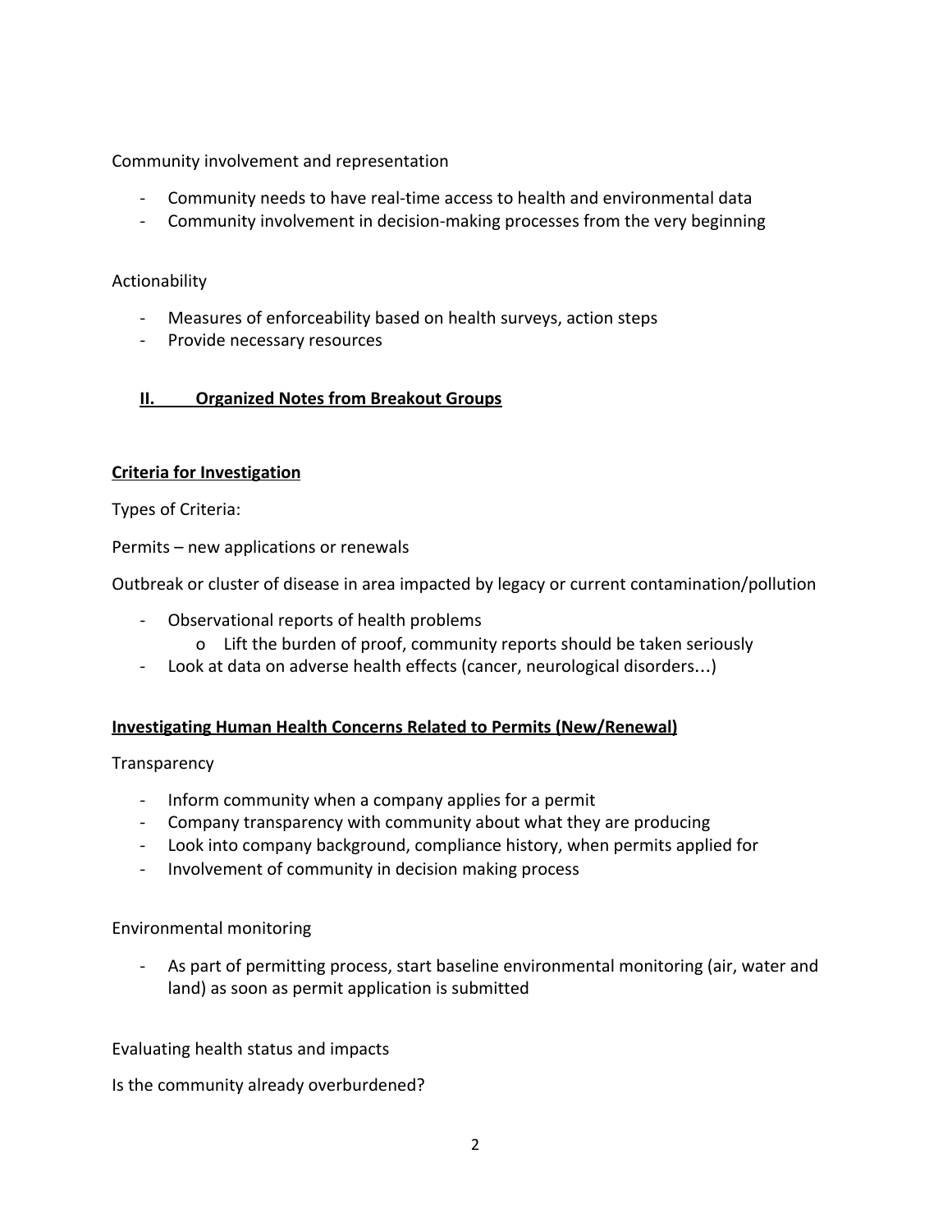Community involvement and representation

- Community needs to have real-time access to health and environmental data
- Community involvement in decision-making processes from the very beginning

Actionability

- Measures of enforceability based on health surveys, action steps
- Provide necessary resources

## **II. Organized Notes from Breakout Groups**

### **Criteria for Investigation**

Types of Criteria:

Permits – new applications or renewals

Outbreak or cluster of disease in area impacted by legacy or current contamination/pollution

- Observational reports of health problems
    - Lift the burden of proof, community reports should be taken seriously
- Look at data on adverse health effects (cancer, neurological disorders…)

### **Investigating Human Health Concerns Related to Permits (New/Renewal)**

Transparency

- Inform community when a company applies for a permit
- Company transparency with community about what they are producing
- Look into company background, compliance history, when permits applied for
- Involvement of community in decision making process

Environmental monitoring

- As part of permitting process, start baseline environmental monitoring (air, water and land) as soon as permit application is submitted

Evaluating health status and impacts

Is the community already overburdened?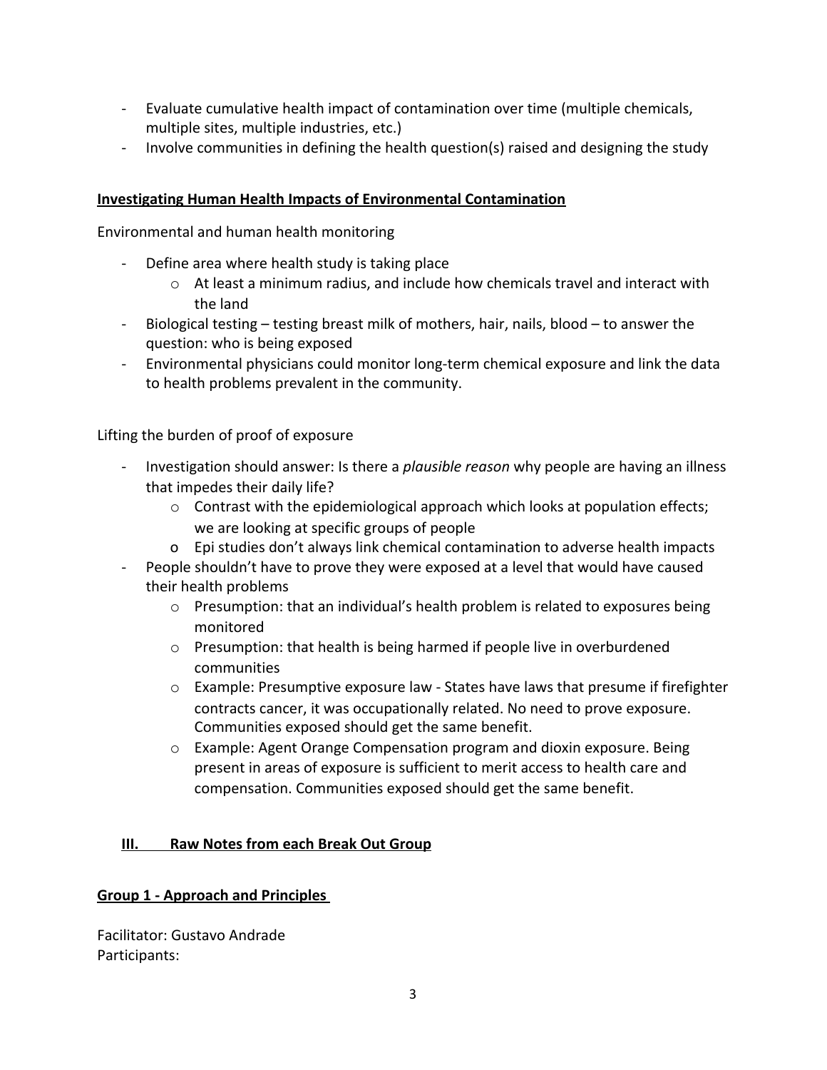- Evaluate cumulative health impact of contamination over time (multiple chemicals, multiple sites, multiple industries, etc.)
- Involve communities in defining the health question(s) raised and designing the study

## Investigating Human Health Impacts of Environmental Contamination

Environmental and human health monitoring

- Define area where health study is taking place
  - At least a minimum radius, and include how chemicals travel and interact with the land
- Biological testing – testing breast milk of mothers, hair, nails, blood – to answer the question: who is being exposed
- Environmental physicians could monitor long-term chemical exposure and link the data to health problems prevalent in the community.

Lifting the burden of proof of exposure

- Investigation should answer: Is there a *plausible reason* why people are having an illness that impedes their daily life?
  - Contrast with the epidemiological approach which looks at population effects; we are looking at specific groups of people
  - Epi studies don't always link chemical contamination to adverse health impacts
- People shouldn't have to prove they were exposed at a level that would have caused their health problems
  - Presumption: that an individual's health problem is related to exposures being monitored
  - Presumption: that health is being harmed if people live in overburdened communities
  - Example: Presumptive exposure law - States have laws that presume if firefighter contracts cancer, it was occupationally related. No need to prove exposure. Communities exposed should get the same benefit.
  - Example: Agent Orange Compensation program and dioxin exposure. Being present in areas of exposure is sufficient to merit access to health care and compensation. Communities exposed should get the same benefit.

## III. Raw Notes from each Break Out Group

### Group 1 - Approach and Principles

Facilitator: Gustavo Andrade
Participants: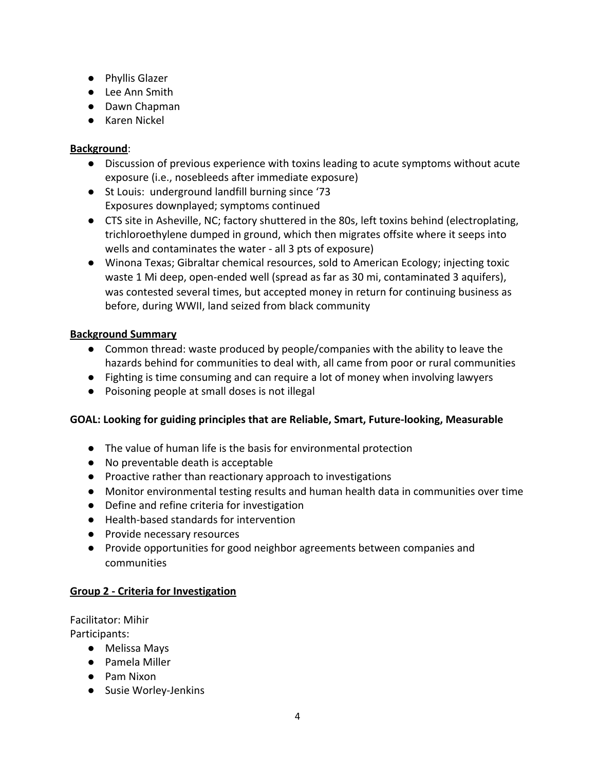- Phyllis Glazer
- Lee Ann Smith
- Dawn Chapman
- Karen Nickel

**Background**:

- Discussion of previous experience with toxins leading to acute symptoms without acute exposure (i.e., nosebleeds after immediate exposure)
- St Louis: underground landfill burning since '73
  Exposures downplayed; symptoms continued
- CTS site in Asheville, NC; factory shuttered in the 80s, left toxins behind (electroplating, trichloroethylene dumped in ground, which then migrates offsite where it seeps into wells and contaminates the water - all 3 pts of exposure)
- Winona Texas; Gibraltar chemical resources, sold to American Ecology; injecting toxic waste 1 Mi deep, open-ended well (spread as far as 30 mi, contaminated 3 aquifers), was contested several times, but accepted money in return for continuing business as before, during WWII, land seized from black community

**Background Summary**

- Common thread: waste produced by people/companies with the ability to leave the hazards behind for communities to deal with, all came from poor or rural communities
- Fighting is time consuming and can require a lot of money when involving lawyers
- Poisoning people at small doses is not illegal

**GOAL: Looking for guiding principles that are Reliable, Smart, Future-looking, Measurable**

- The value of human life is the basis for environmental protection
- No preventable death is acceptable
- Proactive rather than reactionary approach to investigations
- Monitor environmental testing results and human health data in communities over time
- Define and refine criteria for investigation
- Health-based standards for intervention
- Provide necessary resources
- Provide opportunities for good neighbor agreements between companies and communities

**Group 2 - Criteria for Investigation**

Facilitator: Mihir
Participants:

- Melissa Mays
- Pamela Miller
- Pam Nixon
- Susie Worley-Jenkins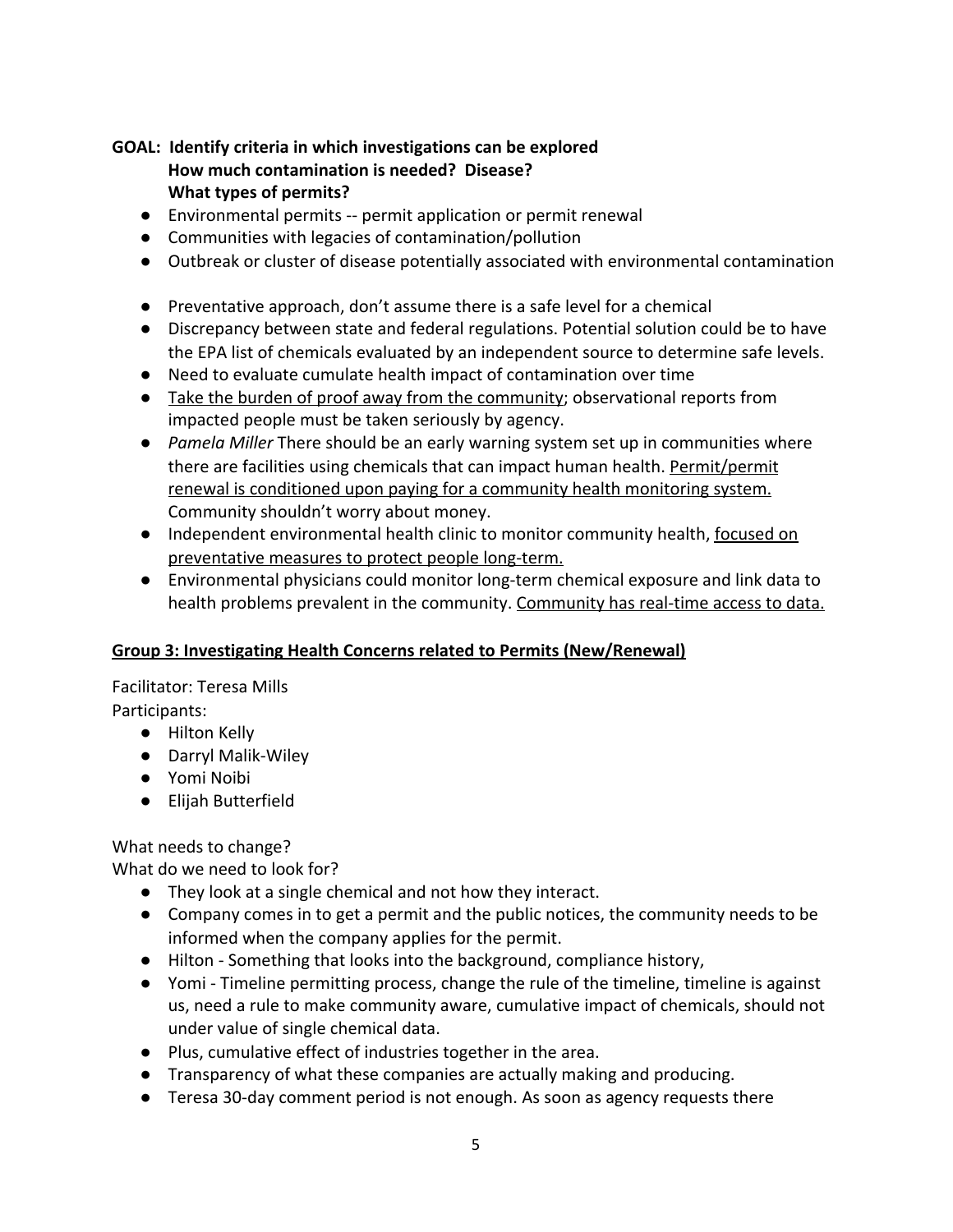**GOAL: Identify criteria in which investigations can be explored**
**How much contamination is needed? Disease?**
**What types of permits?**

- Environmental permits -- permit application or permit renewal
- Communities with legacies of contamination/pollution
- Outbreak or cluster of disease potentially associated with environmental contamination

- Preventative approach, don't assume there is a safe level for a chemical
- Discrepancy between state and federal regulations. Potential solution could be to have the EPA list of chemicals evaluated by an independent source to determine safe levels.
- Need to evaluate cumulate health impact of contamination over time
- <u>Take the burden of proof away from the community</u>; observational reports from impacted people must be taken seriously by agency.
- *Pamela Miller* There should be an early warning system set up in communities where there are facilities using chemicals that can impact human health. <u>Permit/permit renewal is conditioned upon paying for a community health monitoring system.</u> Community shouldn't worry about money.
- Independent environmental health clinic to monitor community health, <u>focused on preventative measures to protect people long-term.</u>
- Environmental physicians could monitor long-term chemical exposure and link data to health problems prevalent in the community. <u>Community has real-time access to data.</u>

## <u>Group 3: Investigating Health Concerns related to Permits (New/Renewal)</u>

Facilitator: Teresa Mills
Participants:

- Hilton Kelly
- Darryl Malik-Wiley
- Yomi Noibi
- Elijah Butterfield

What needs to change?
What do we need to look for?

- They look at a single chemical and not how they interact.
- Company comes in to get a permit and the public notices, the community needs to be informed when the company applies for the permit.
- Hilton - Something that looks into the background, compliance history,
- Yomi - Timeline permitting process, change the rule of the timeline, timeline is against us, need a rule to make community aware, cumulative impact of chemicals, should not under value of single chemical data.
- Plus, cumulative effect of industries together in the area.
- Transparency of what these companies are actually making and producing.
- Teresa 30-day comment period is not enough. As soon as agency requests there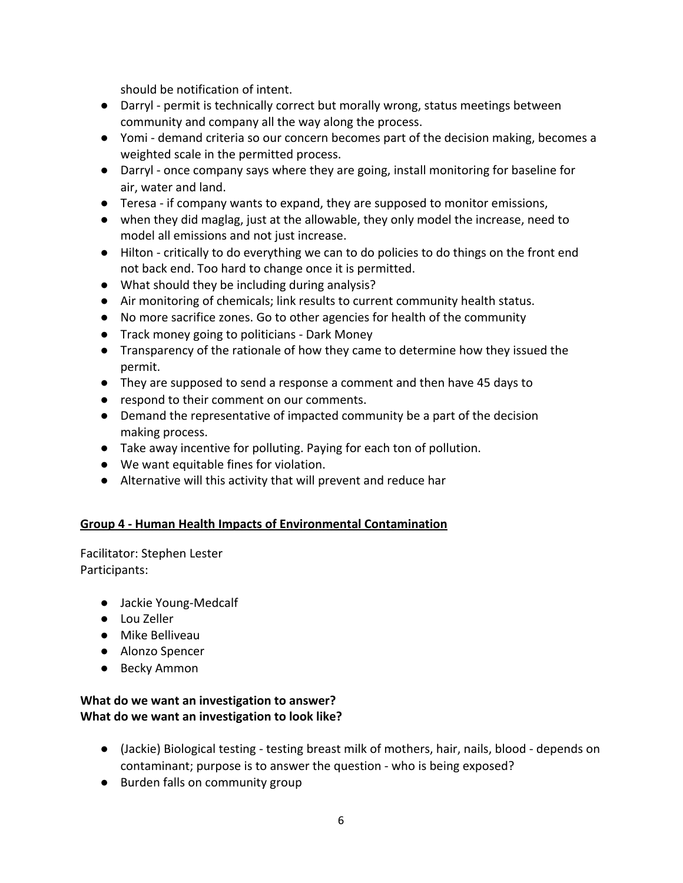should be notification of intent.

- Darryl - permit is technically correct but morally wrong, status meetings between community and company all the way along the process.
- Yomi - demand criteria so our concern becomes part of the decision making, becomes a weighted scale in the permitted process.
- Darryl - once company says where they are going, install monitoring for baseline for air, water and land.
- Teresa - if company wants to expand, they are supposed to monitor emissions,
- when they did maglag, just at the allowable, they only model the increase, need to model all emissions and not just increase.
- Hilton - critically to do everything we can to do policies to do things on the front end not back end. Too hard to change once it is permitted.
- What should they be including during analysis?
- Air monitoring of chemicals; link results to current community health status.
- No more sacrifice zones. Go to other agencies for health of the community
- Track money going to politicians - Dark Money
- Transparency of the rationale of how they came to determine how they issued the permit.
- They are supposed to send a response a comment and then have 45 days to
- respond to their comment on our comments.
- Demand the representative of impacted community be a part of the decision making process.
- Take away incentive for polluting. Paying for each ton of pollution.
- We want equitable fines for violation.
- Alternative will this activity that will prevent and reduce har

## Group 4 - Human Health Impacts of Environmental Contamination

Facilitator: Stephen Lester
Participants:

- Jackie Young-Medcalf
- Lou Zeller
- Mike Belliveau
- Alonzo Spencer
- Becky Ammon

**What do we want an investigation to answer?**
**What do we want an investigation to look like?**

- (Jackie) Biological testing - testing breast milk of mothers, hair, nails, blood - depends on contaminant; purpose is to answer the question - who is being exposed?
- Burden falls on community group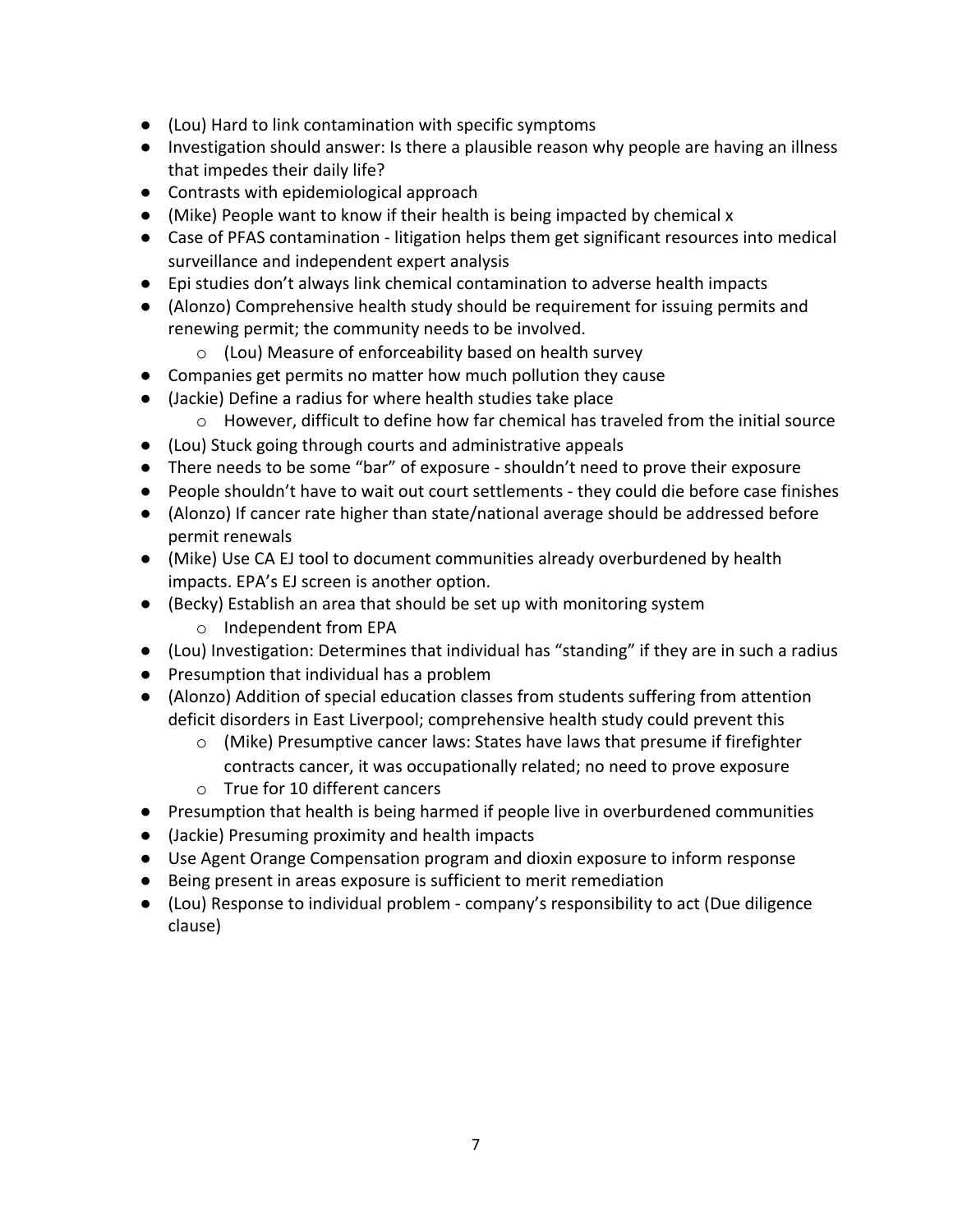- (Lou) Hard to link contamination with specific symptoms
- Investigation should answer: Is there a plausible reason why people are having an illness that impedes their daily life?
- Contrasts with epidemiological approach
- (Mike) People want to know if their health is being impacted by chemical x
- Case of PFAS contamination - litigation helps them get significant resources into medical surveillance and independent expert analysis
- Epi studies don't always link chemical contamination to adverse health impacts
- (Alonzo) Comprehensive health study should be requirement for issuing permits and renewing permit; the community needs to be involved.
  - (Lou) Measure of enforceability based on health survey
- Companies get permits no matter how much pollution they cause
- (Jackie) Define a radius for where health studies take place
  - However, difficult to define how far chemical has traveled from the initial source
- (Lou) Stuck going through courts and administrative appeals
- There needs to be some "bar" of exposure - shouldn't need to prove their exposure
- People shouldn't have to wait out court settlements - they could die before case finishes
- (Alonzo) If cancer rate higher than state/national average should be addressed before permit renewals
- (Mike) Use CA EJ tool to document communities already overburdened by health impacts. EPA's EJ screen is another option.
- (Becky) Establish an area that should be set up with monitoring system
  - Independent from EPA
- (Lou) Investigation: Determines that individual has "standing" if they are in such a radius
- Presumption that individual has a problem
- (Alonzo) Addition of special education classes from students suffering from attention deficit disorders in East Liverpool; comprehensive health study could prevent this
  - (Mike) Presumptive cancer laws: States have laws that presume if firefighter contracts cancer, it was occupationally related; no need to prove exposure
  - True for 10 different cancers
- Presumption that health is being harmed if people live in overburdened communities
- (Jackie) Presuming proximity and health impacts
- Use Agent Orange Compensation program and dioxin exposure to inform response
- Being present in areas exposure is sufficient to merit remediation
- (Lou) Response to individual problem - company's responsibility to act (Due diligence clause)